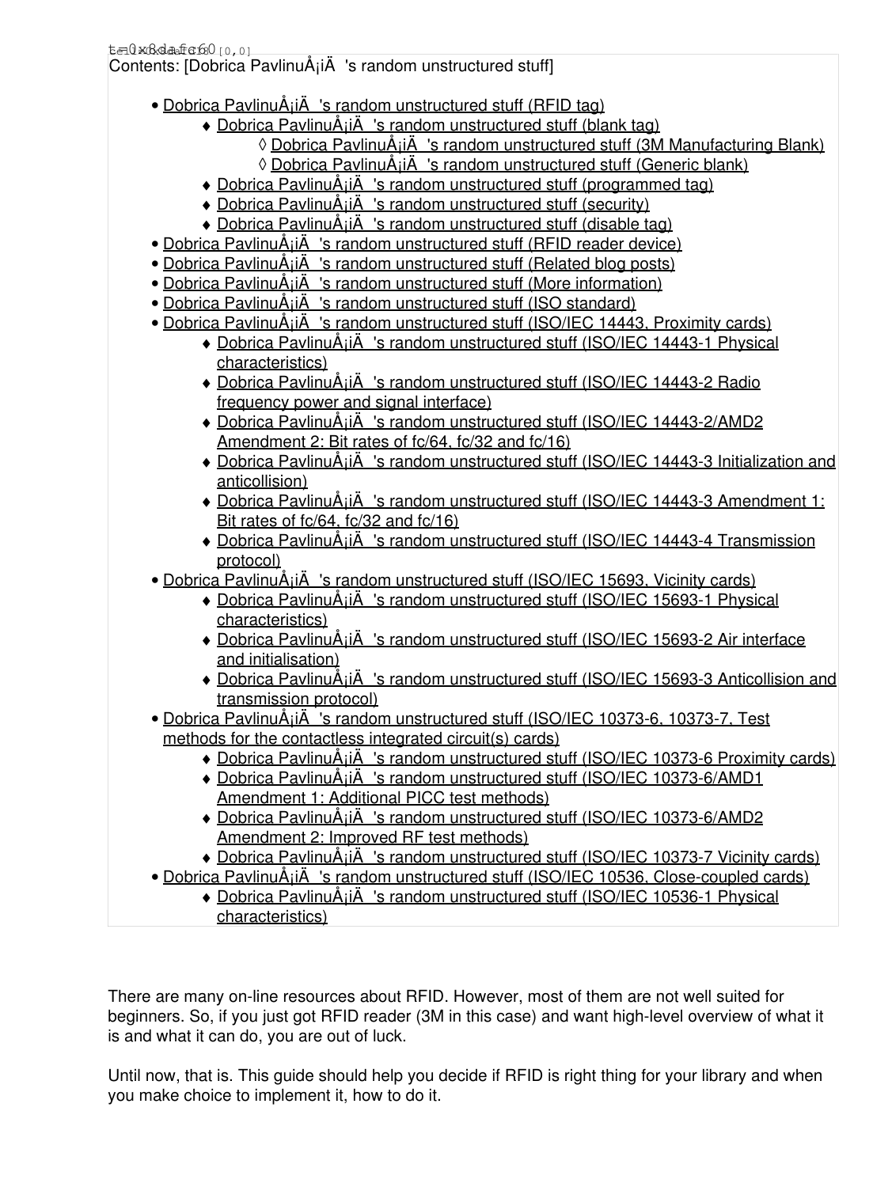Contents: [Dobrica PavlinuÅ¡iÄ 's random unstructured stuff]

- Dobrica PavlinuÅ¡iÄ 's random unstructured stuff (RFID tag)
    - Dobrica PavlinuÅ¡iÄ 's random unstructured stuff (blank tag)
        - Dobrica PavlinuÅ¡iÄ 's random unstructured stuff (3M Manufacturing Blank)
        - Dobrica PavlinuÅ¡iÄ 's random unstructured stuff (Generic blank)
    - Dobrica PavlinuÅ¡iÄ 's random unstructured stuff (programmed tag)
    - Dobrica PavlinuÅ¡iÄ 's random unstructured stuff (security)
    - Dobrica PavlinuÅ¡iÄ 's random unstructured stuff (disable tag)
- Dobrica PavlinuÅ¡iÄ 's random unstructured stuff (RFID reader device)
- Dobrica PavlinuÅ¡iÄ 's random unstructured stuff (Related blog posts)
- Dobrica PavlinuÅ¡iÄ 's random unstructured stuff (More information)
- Dobrica PavlinuÅ¡iÄ 's random unstructured stuff (ISO standard)
- Dobrica PavlinuÅ¡iÄ 's random unstructured stuff (ISO/IEC 14443, Proximity cards)
    - Dobrica PavlinuÅ¡iÄ 's random unstructured stuff (ISO/IEC 14443-1 Physical characteristics)
    - Dobrica PavlinuÅ¡iÄ 's random unstructured stuff (ISO/IEC 14443-2 Radio frequency power and signal interface)
    - Dobrica PavlinuÅ¡iÄ 's random unstructured stuff (ISO/IEC 14443-2/AMD2 Amendment 2: Bit rates of fc/64, fc/32 and fc/16)
    - Dobrica PavlinuÅ¡iÄ 's random unstructured stuff (ISO/IEC 14443-3 Initialization and anticollision)
    - Dobrica PavlinuÅ¡iÄ 's random unstructured stuff (ISO/IEC 14443-3 Amendment 1: Bit rates of fc/64, fc/32 and fc/16)
    - Dobrica PavlinuÅ¡iÄ 's random unstructured stuff (ISO/IEC 14443-4 Transmission protocol)
- Dobrica PavlinuÅ¡iÄ 's random unstructured stuff (ISO/IEC 15693, Vicinity cards)
    - Dobrica PavlinuÅ¡iÄ 's random unstructured stuff (ISO/IEC 15693-1 Physical characteristics)
    - Dobrica PavlinuÅ¡iÄ 's random unstructured stuff (ISO/IEC 15693-2 Air interface and initialisation)
    - Dobrica PavlinuÅ¡iÄ 's random unstructured stuff (ISO/IEC 15693-3 Anticollision and transmission protocol)
- Dobrica PavlinuÅ¡iÄ 's random unstructured stuff (ISO/IEC 10373-6, 10373-7, Test methods for the contactless integrated circuit(s) cards)
    - Dobrica PavlinuÅ¡iÄ 's random unstructured stuff (ISO/IEC 10373-6 Proximity cards)
    - Dobrica PavlinuÅ¡iÄ 's random unstructured stuff (ISO/IEC 10373-6/AMD1 Amendment 1: Additional PICC test methods)
    - Dobrica PavlinuÅ¡iÄ 's random unstructured stuff (ISO/IEC 10373-6/AMD2 Amendment 2: Improved RF test methods)
    - Dobrica PavlinuÅ¡iÄ 's random unstructured stuff (ISO/IEC 10373-7 Vicinity cards)
- Dobrica PavlinuÅ¡iÄ 's random unstructured stuff (ISO/IEC 10536, Close-coupled cards)
    - Dobrica PavlinuÅ¡iÄ 's random unstructured stuff (ISO/IEC 10536-1 Physical characteristics)

There are many on-line resources about RFID. However, most of them are not well suited for beginners. So, if you just got RFID reader (3M in this case) and want high-level overview of what it is and what it can do, you are out of luck.

Until now, that is. This guide should help you decide if RFID is right thing for your library and when you make choice to implement it, how to do it.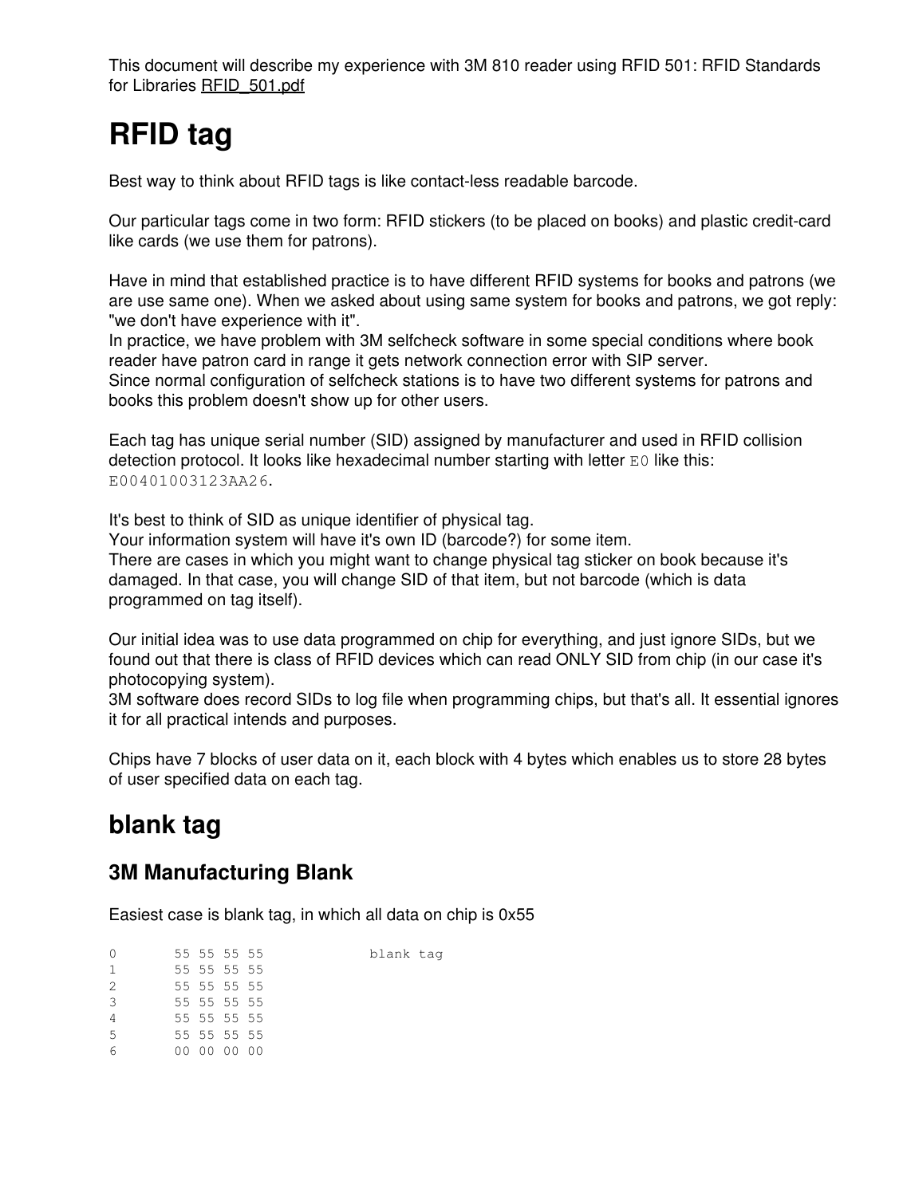This document will describe my experience with 3M 810 reader using RFID 501: RFID Standards for Libraries RFID_501.pdf

# RFID tag

Best way to think about RFID tags is like contact-less readable barcode.

Our particular tags come in two form: RFID stickers (to be placed on books) and plastic credit-card like cards (we use them for patrons).

Have in mind that established practice is to have different RFID systems for books and patrons (we are use same one). When we asked about using same system for books and patrons, we got reply: "we don't have experience with it".
In practice, we have problem with 3M selfcheck software in some special conditions where book reader have patron card in range it gets network connection error with SIP server.
Since normal configuration of selfcheck stations is to have two different systems for patrons and books this problem doesn't show up for other users.

Each tag has unique serial number (SID) assigned by manufacturer and used in RFID collision detection protocol. It looks like hexadecimal number starting with letter `E0` like this: `E00401003123AA26`.

It's best to think of SID as unique identifier of physical tag.
Your information system will have it's own ID (barcode?) for some item.
There are cases in which you might want to change physical tag sticker on book because it's damaged. In that case, you will change SID of that item, but not barcode (which is data programmed on tag itself).

Our initial idea was to use data programmed on chip for everything, and just ignore SIDs, but we found out that there is class of RFID devices which can read ONLY SID from chip (in our case it's photocopying system).
3M software does record SIDs to log file when programming chips, but that's all. It essential ignores it for all practical intends and purposes.

Chips have 7 blocks of user data on it, each block with 4 bytes which enables us to store 28 bytes of user specified data on each tag.

## blank tag

### 3M Manufacturing Blank

Easiest case is blank tag, in which all data on chip is 0x55

```
0       55 55 55 55             blank tag
1       55 55 55 55
2       55 55 55 55
3       55 55 55 55
4       55 55 55 55
5       55 55 55 55
6       00 00 00 00
```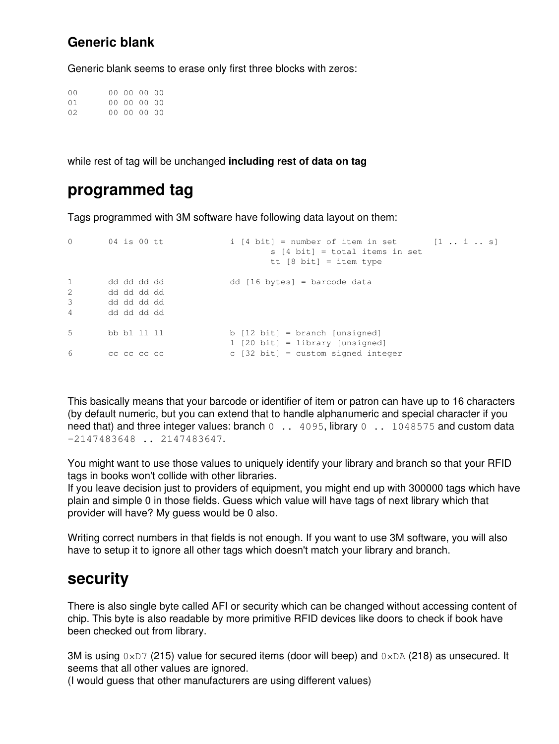### Generic blank

Generic blank seems to erase only first three blocks with zeros:

```
00      00 00 00 00
01      00 00 00 00
02      00 00 00 00
```

while rest of tag will be unchanged **including rest of data on tag**

## programmed tag

Tags programmed with 3M software have following data layout on them:

```
0       04 is 00 tt             i [4 bit] = number of item in set       [1 .. i .. s]
                                        s [4 bit] = total items in set
                                        tt [8 bit] = item type

1       dd dd dd dd             dd [16 bytes] = barcode data
2       dd dd dd dd
3       dd dd dd dd
4       dd dd dd dd

5       bb bl ll ll             b [12 bit] = branch [unsigned]
                                l [20 bit] = library [unsigned]
6       cc cc cc cc             c [32 bit] = custom signed integer
```

This basically means that your barcode or identifier of item or patron can have up to 16 characters (by default numeric, but you can extend that to handle alphanumeric and special character if you need that) and three integer values: branch `0 .. 4095`, library `0 .. 1048575` and custom data `-2147483648 .. 2147483647`.

You might want to use those values to uniquely identify your library and branch so that your RFID tags in books won't collide with other libraries.
If you leave decision just to providers of equipment, you might end up with 300000 tags which have plain and simple 0 in those fields. Guess which value will have tags of next library which that provider will have? My guess would be 0 also.

Writing correct numbers in that fields is not enough. If you want to use 3M software, you will also have to setup it to ignore all other tags which doesn't match your library and branch.

## security

There is also single byte called AFI or security which can be changed without accessing content of chip. This byte is also readable by more primitive RFID devices like doors to check if book have been checked out from library.

3M is using `0xD7` (215) value for secured items (door will beep) and `0xDA` (218) as unsecured. It seems that all other values are ignored.
(I would guess that other manufacturers are using different values)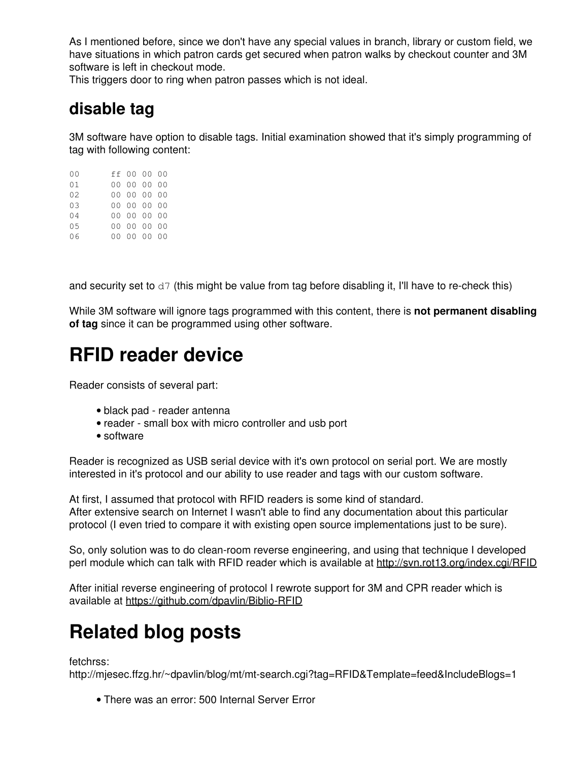As I mentioned before, since we don't have any special values in branch, library or custom field, we have situations in which patron cards get secured when patron walks by checkout counter and 3M software is left in checkout mode.
This triggers door to ring when patron passes which is not ideal.

## disable tag

3M software have option to disable tags. Initial examination showed that it's simply programming of tag with following content:

```
00      ff 00 00 00
01      00 00 00 00
02      00 00 00 00
03      00 00 00 00
04      00 00 00 00
05      00 00 00 00
06      00 00 00 00
```

and security set to `d7` (this might be value from tag before disabling it, I'll have to re-check this)

While 3M software will ignore tags programmed with this content, there is **not permanent disabling of tag** since it can be programmed using other software.

# RFID reader device

Reader consists of several part:

- black pad - reader antenna
- reader - small box with micro controller and usb port
- software

Reader is recognized as USB serial device with it's own protocol on serial port. We are mostly interested in it's protocol and our ability to use reader and tags with our custom software.

At first, I assumed that protocol with RFID readers is some kind of standard.
After extensive search on Internet I wasn't able to find any documentation about this particular protocol (I even tried to compare it with existing open source implementations just to be sure).

So, only solution was to do clean-room reverse engineering, and using that technique I developed perl module which can talk with RFID reader which is available at http://svn.rot13.org/index.cgi/RFID

After initial reverse engineering of protocol I rewrote support for 3M and CPR reader which is available at https://github.com/dpavlin/Biblio-RFID

# Related blog posts

fetchrss:
http://mjesec.ffzg.hr/~dpavlin/blog/mt/mt-search.cgi?tag=RFID&Template=feed&IncludeBlogs=1

- There was an error: 500 Internal Server Error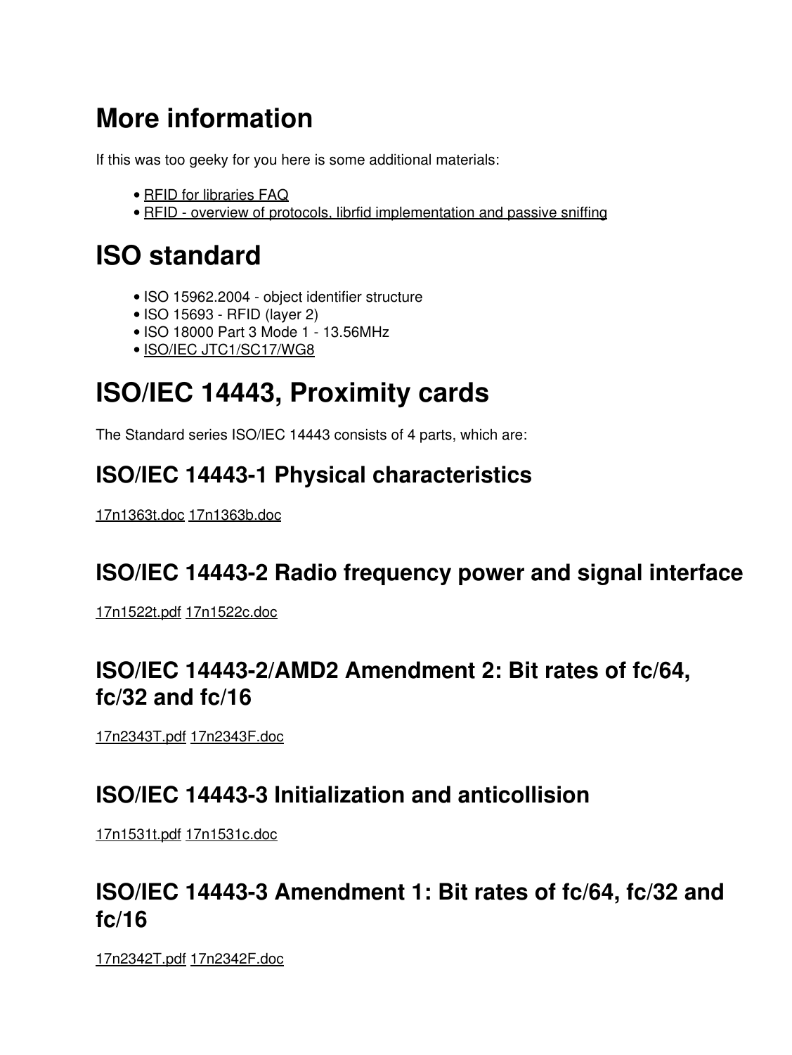# More information

If this was too geeky for you here is some additional materials:

- RFID for libraries FAQ
- RFID - overview of protocols, librfid implementation and passive sniffing

# ISO standard

- ISO 15962.2004 - object identifier structure
- ISO 15693 - RFID (layer 2)
- ISO 18000 Part 3 Mode 1 - 13.56MHz
- ISO/IEC JTC1/SC17/WG8

# ISO/IEC 14443, Proximity cards

The Standard series ISO/IEC 14443 consists of 4 parts, which are:

## ISO/IEC 14443-1 Physical characteristics

17n1363t.doc 17n1363b.doc

## ISO/IEC 14443-2 Radio frequency power and signal interface

17n1522t.pdf 17n1522c.doc

## ISO/IEC 14443-2/AMD2 Amendment 2: Bit rates of fc/64, fc/32 and fc/16

17n2343T.pdf 17n2343F.doc

## ISO/IEC 14443-3 Initialization and anticollision

17n1531t.pdf 17n1531c.doc

## ISO/IEC 14443-3 Amendment 1: Bit rates of fc/64, fc/32 and fc/16

17n2342T.pdf 17n2342F.doc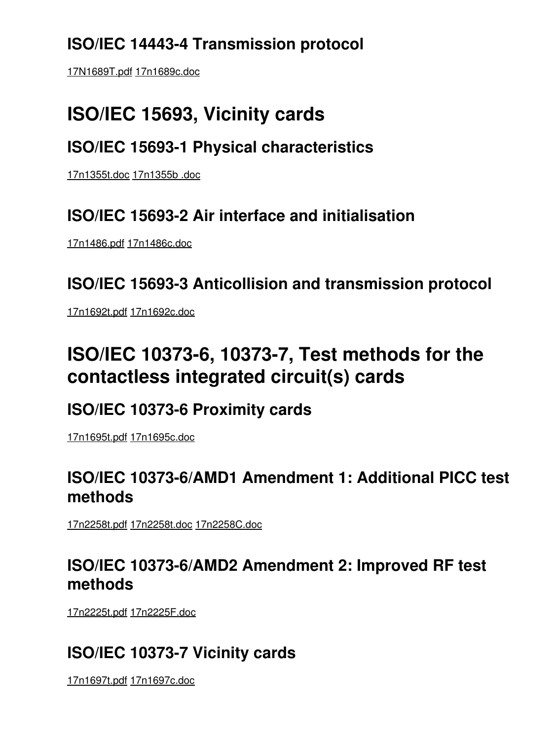### ISO/IEC 14443-4 Transmission protocol

17N1689T.pdf 17n1689c.doc

## ISO/IEC 15693, Vicinity cards

### ISO/IEC 15693-1 Physical characteristics

17n1355t.doc 17n1355b .doc

### ISO/IEC 15693-2 Air interface and initialisation

17n1486.pdf 17n1486c.doc

### ISO/IEC 15693-3 Anticollision and transmission protocol

17n1692t.pdf 17n1692c.doc

## ISO/IEC 10373-6, 10373-7, Test methods for the contactless integrated circuit(s) cards

### ISO/IEC 10373-6 Proximity cards

17n1695t.pdf 17n1695c.doc

### ISO/IEC 10373-6/AMD1 Amendment 1: Additional PICC test methods

17n2258t.pdf 17n2258t.doc 17n2258C.doc

### ISO/IEC 10373-6/AMD2 Amendment 2: Improved RF test methods

17n2225t.pdf 17n2225F.doc

### ISO/IEC 10373-7 Vicinity cards

17n1697t.pdf 17n1697c.doc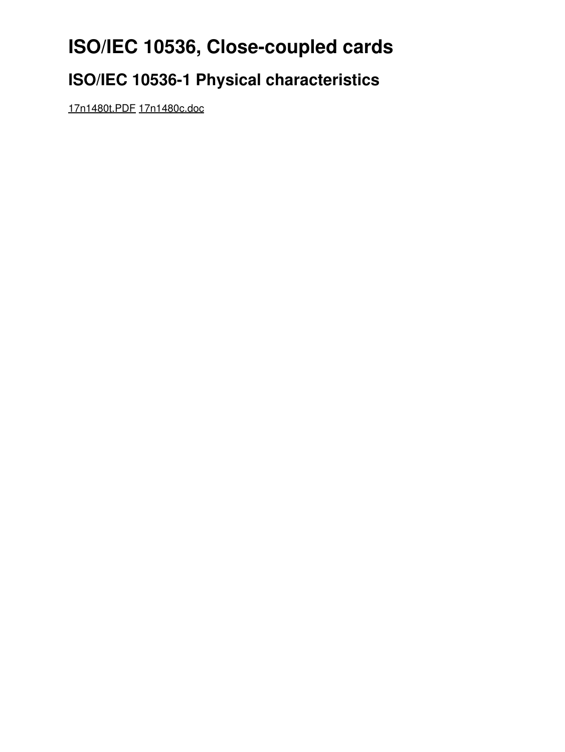# ISO/IEC 10536, Close-coupled cards

## ISO/IEC 10536-1 Physical characteristics

17n1480t.PDF 17n1480c.doc